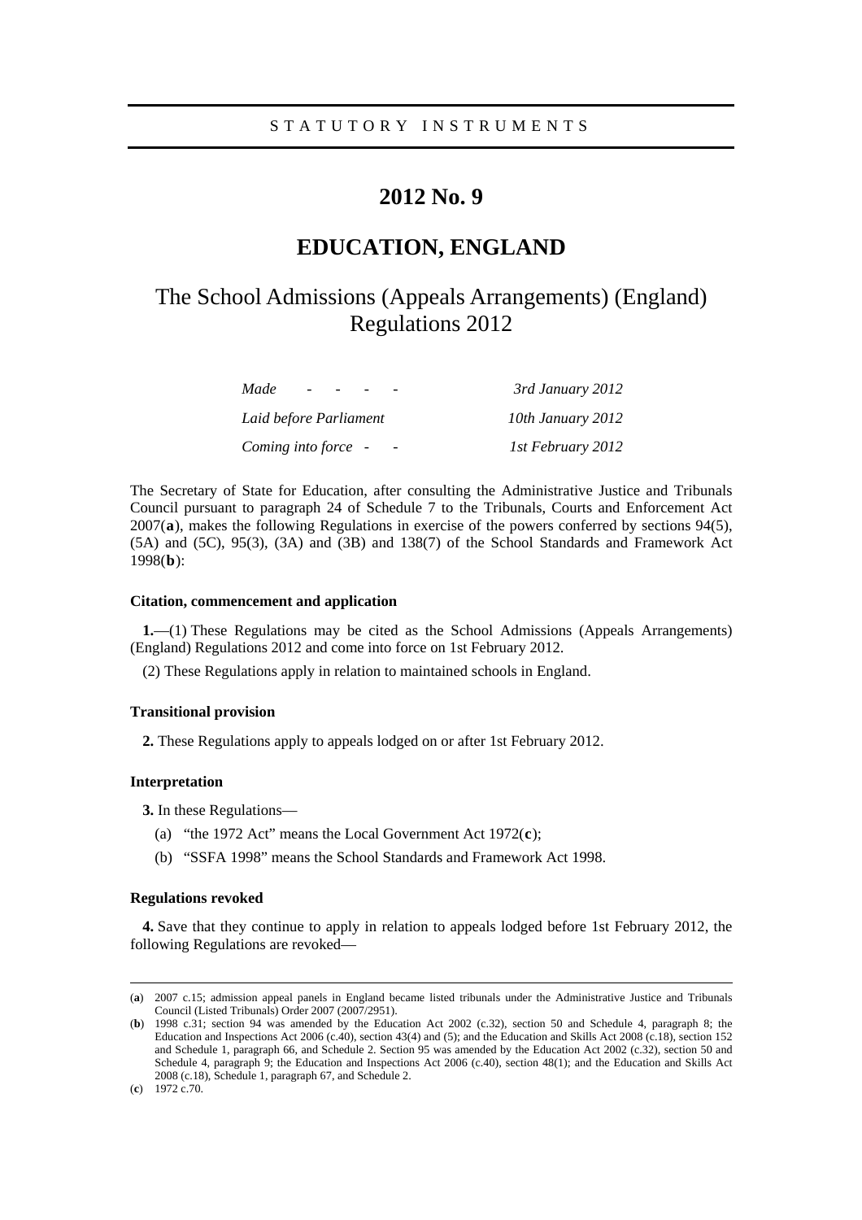STATUTORY INSTRUMENTS

# 2012 No. 9

## EDUCATION, ENGLAND

## The School Admissions (Appeals Arrangements) (England) Regulations 2012

| | |
|---|---|
| *Made - - - -* | *3rd January 2012* |
| *Laid before Parliament* | *10th January 2012* |
| *Coming into force - -* | *1st February 2012* |

The Secretary of State for Education, after consulting the Administrative Justice and Tribunals Council pursuant to paragraph 24 of Schedule 7 to the Tribunals, Courts and Enforcement Act 2007(**a**), makes the following Regulations in exercise of the powers conferred by sections 94(5), (5A) and (5C), 95(3), (3A) and (3B) and 138(7) of the School Standards and Framework Act 1998(**b**):

### Citation, commencement and application

**1.**—(1) These Regulations may be cited as the School Admissions (Appeals Arrangements) (England) Regulations 2012 and come into force on 1st February 2012.

(2) These Regulations apply in relation to maintained schools in England.

### Transitional provision

**2.** These Regulations apply to appeals lodged on or after 1st February 2012.

### Interpretation

**3.** In these Regulations—

(a) "the 1972 Act" means the Local Government Act 1972(**c**);

(b) "SSFA 1998" means the School Standards and Framework Act 1998.

### Regulations revoked

**4.** Save that they continue to apply in relation to appeals lodged before 1st February 2012, the following Regulations are revoked—

---

(**a**) 2007 c.15; admission appeal panels in England became listed tribunals under the Administrative Justice and Tribunals Council (Listed Tribunals) Order 2007 (2007/2951).

(**b**) 1998 c.31; section 94 was amended by the Education Act 2002 (c.32), section 50 and Schedule 4, paragraph 8; the Education and Inspections Act 2006 (c.40), section 43(4) and (5); and the Education and Skills Act 2008 (c.18), section 152 and Schedule 1, paragraph 66, and Schedule 2. Section 95 was amended by the Education Act 2002 (c.32), section 50 and Schedule 4, paragraph 9; the Education and Inspections Act 2006 (c.40), section 48(1); and the Education and Skills Act 2008 (c.18), Schedule 1, paragraph 67, and Schedule 2.

(**c**) 1972 c.70.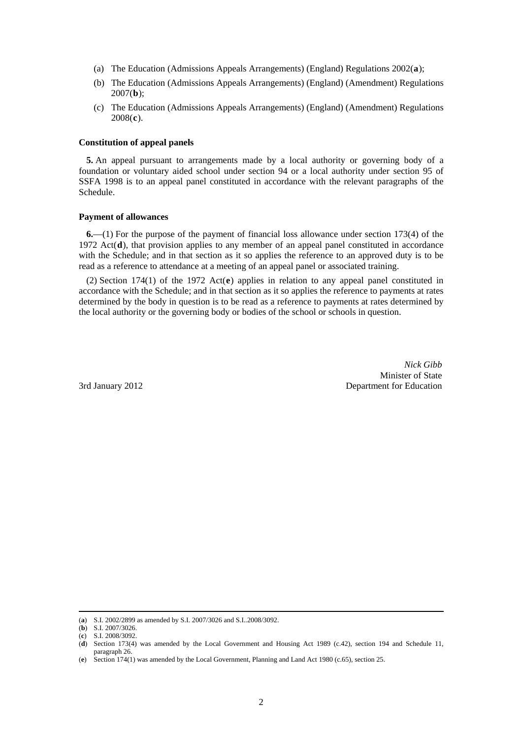(a) The Education (Admissions Appeals Arrangements) (England) Regulations 2002(**a**);

(b) The Education (Admissions Appeals Arrangements) (England) (Amendment) Regulations 2007(**b**);

(c) The Education (Admissions Appeals Arrangements) (England) (Amendment) Regulations 2008(**c**).

**Constitution of appeal panels**

**5.** An appeal pursuant to arrangements made by a local authority or governing body of a foundation or voluntary aided school under section 94 or a local authority under section 95 of SSFA 1998 is to an appeal panel constituted in accordance with the relevant paragraphs of the Schedule.

**Payment of allowances**

**6.**—(1) For the purpose of the payment of financial loss allowance under section 173(4) of the 1972 Act(**d**), that provision applies to any member of an appeal panel constituted in accordance with the Schedule; and in that section as it so applies the reference to an approved duty is to be read as a reference to attendance at a meeting of an appeal panel or associated training.

(2) Section 174(1) of the 1972 Act(**e**) applies in relation to any appeal panel constituted in accordance with the Schedule; and in that section as it so applies the reference to payments at rates determined by the body in question is to be read as a reference to payments at rates determined by the local authority or the governing body or bodies of the school or schools in question.

*Nick Gibb*
Minister of State
Department for Education

3rd January 2012

---

(**a**) S.I. 2002/2899 as amended by S.I. 2007/3026 and S.I..2008/3092.
(**b**) S.I. 2007/3026.
(**c**) S.I. 2008/3092.
(**d**) Section 173(4) was amended by the Local Government and Housing Act 1989 (c.42), section 194 and Schedule 11, paragraph 26.
(**e**) Section 174(1) was amended by the Local Government, Planning and Land Act 1980 (c.65), section 25.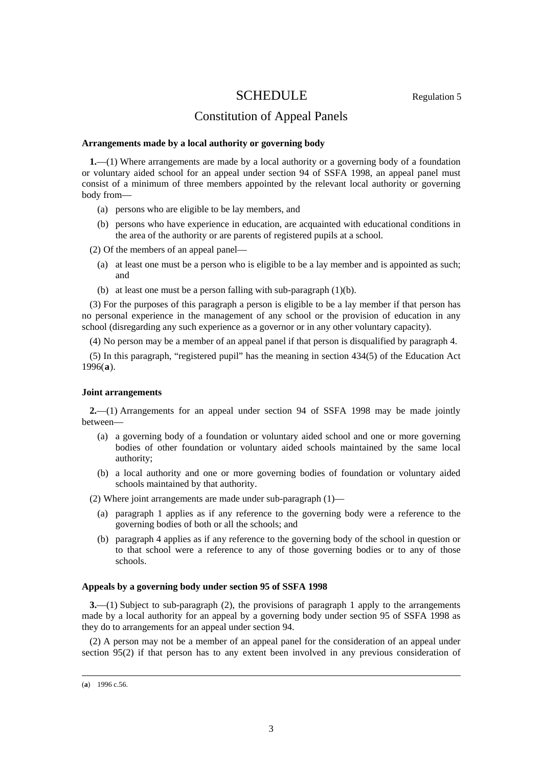# SCHEDULE

Regulation 5

## Constitution of Appeal Panels

**Arrangements made by a local authority or governing body**

**1.**—(1) Where arrangements are made by a local authority or a governing body of a foundation or voluntary aided school for an appeal under section 94 of SSFA 1998, an appeal panel must consist of a minimum of three members appointed by the relevant local authority or governing body from—

(a) persons who are eligible to be lay members, and

(b) persons who have experience in education, are acquainted with educational conditions in the area of the authority or are parents of registered pupils at a school.

(2) Of the members of an appeal panel—

(a) at least one must be a person who is eligible to be a lay member and is appointed as such; and

(b) at least one must be a person falling with sub-paragraph (1)(b).

(3) For the purposes of this paragraph a person is eligible to be a lay member if that person has no personal experience in the management of any school or the provision of education in any school (disregarding any such experience as a governor or in any other voluntary capacity).

(4) No person may be a member of an appeal panel if that person is disqualified by paragraph 4.

(5) In this paragraph, "registered pupil" has the meaning in section 434(5) of the Education Act 1996([a]).

**Joint arrangements**

**2.**—(1) Arrangements for an appeal under section 94 of SSFA 1998 may be made jointly between—

(a) a governing body of a foundation or voluntary aided school and one or more governing bodies of other foundation or voluntary aided schools maintained by the same local authority;

(b) a local authority and one or more governing bodies of foundation or voluntary aided schools maintained by that authority.

(2) Where joint arrangements are made under sub-paragraph (1)—

(a) paragraph 1 applies as if any reference to the governing body were a reference to the governing bodies of both or all the schools; and

(b) paragraph 4 applies as if any reference to the governing body of the school in question or to that school were a reference to any of those governing bodies or to any of those schools.

**Appeals by a governing body under section 95 of SSFA 1998**

**3.**—(1) Subject to sub-paragraph (2), the provisions of paragraph 1 apply to the arrangements made by a local authority for an appeal by a governing body under section 95 of SSFA 1998 as they do to arrangements for an appeal under section 94.

(2) A person may not be a member of an appeal panel for the consideration of an appeal under section 95(2) if that person has to any extent been involved in any previous consideration of

---

(a) 1996 c.56.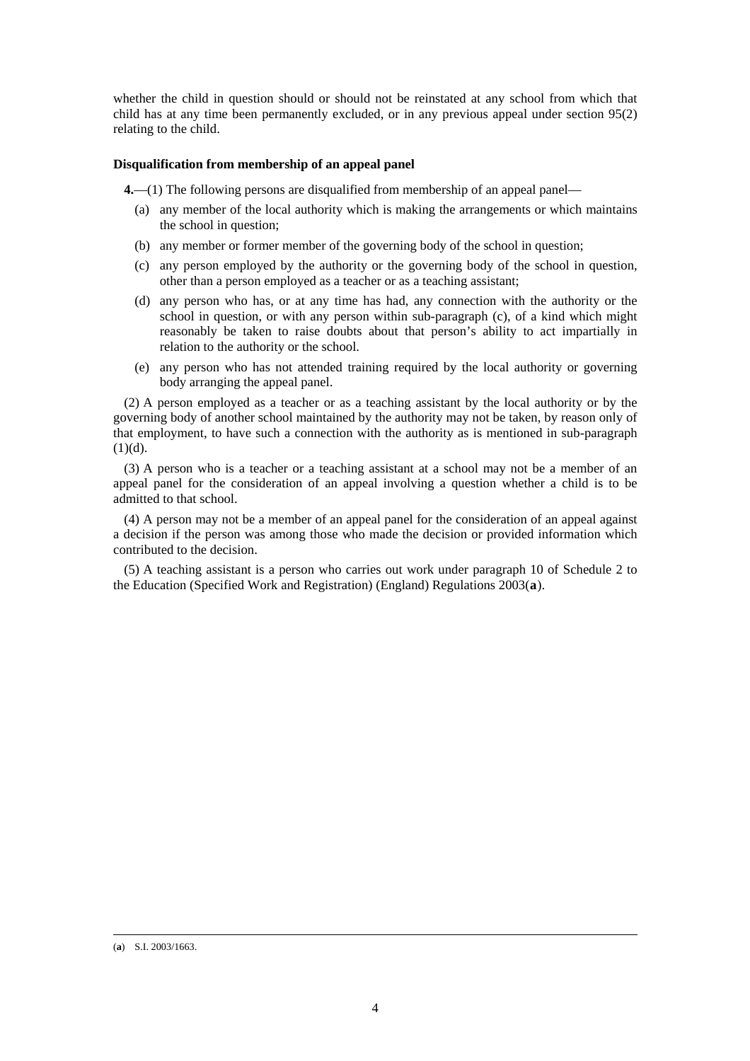whether the child in question should or should not be reinstated at any school from which that child has at any time been permanently excluded, or in any previous appeal under section 95(2) relating to the child.

**Disqualification from membership of an appeal panel**

**4.**—(1) The following persons are disqualified from membership of an appeal panel—

(a) any member of the local authority which is making the arrangements or which maintains the school in question;

(b) any member or former member of the governing body of the school in question;

(c) any person employed by the authority or the governing body of the school in question, other than a person employed as a teacher or as a teaching assistant;

(d) any person who has, or at any time has had, any connection with the authority or the school in question, or with any person within sub-paragraph (c), of a kind which might reasonably be taken to raise doubts about that person's ability to act impartially in relation to the authority or the school.

(e) any person who has not attended training required by the local authority or governing body arranging the appeal panel.

(2) A person employed as a teacher or as a teaching assistant by the local authority or by the governing body of another school maintained by the authority may not be taken, by reason only of that employment, to have such a connection with the authority as is mentioned in sub-paragraph (1)(d).

(3) A person who is a teacher or a teaching assistant at a school may not be a member of an appeal panel for the consideration of an appeal involving a question whether a child is to be admitted to that school.

(4) A person may not be a member of an appeal panel for the consideration of an appeal against a decision if the person was among those who made the decision or provided information which contributed to the decision.

(5) A teaching assistant is a person who carries out work under paragraph 10 of Schedule 2 to the Education (Specified Work and Registration) (England) Regulations 2003(**a**).

(**a**) S.I. 2003/1663.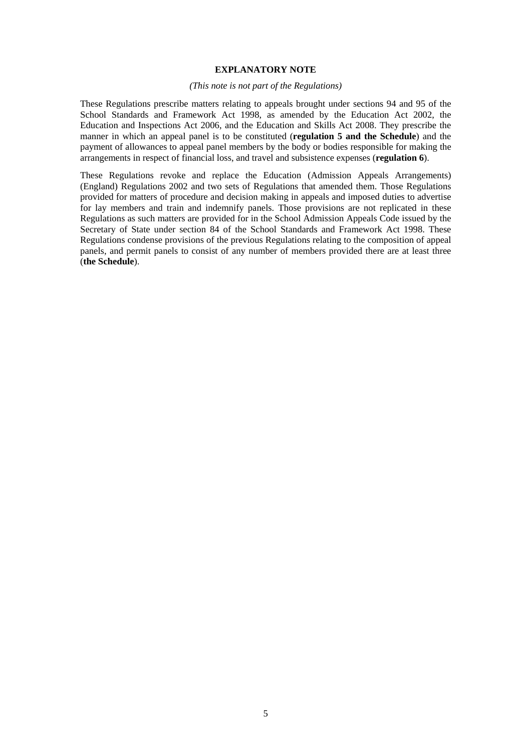## EXPLANATORY NOTE

*(This note is not part of the Regulations)*

These Regulations prescribe matters relating to appeals brought under sections 94 and 95 of the School Standards and Framework Act 1998, as amended by the Education Act 2002, the Education and Inspections Act 2006, and the Education and Skills Act 2008. They prescribe the manner in which an appeal panel is to be constituted (**regulation 5 and the Schedule**) and the payment of allowances to appeal panel members by the body or bodies responsible for making the arrangements in respect of financial loss, and travel and subsistence expenses (**regulation 6**).

These Regulations revoke and replace the Education (Admission Appeals Arrangements) (England) Regulations 2002 and two sets of Regulations that amended them. Those Regulations provided for matters of procedure and decision making in appeals and imposed duties to advertise for lay members and train and indemnify panels. Those provisions are not replicated in these Regulations as such matters are provided for in the School Admission Appeals Code issued by the Secretary of State under section 84 of the School Standards and Framework Act 1998. These Regulations condense provisions of the previous Regulations relating to the composition of appeal panels, and permit panels to consist of any number of members provided there are at least three (**the Schedule**).